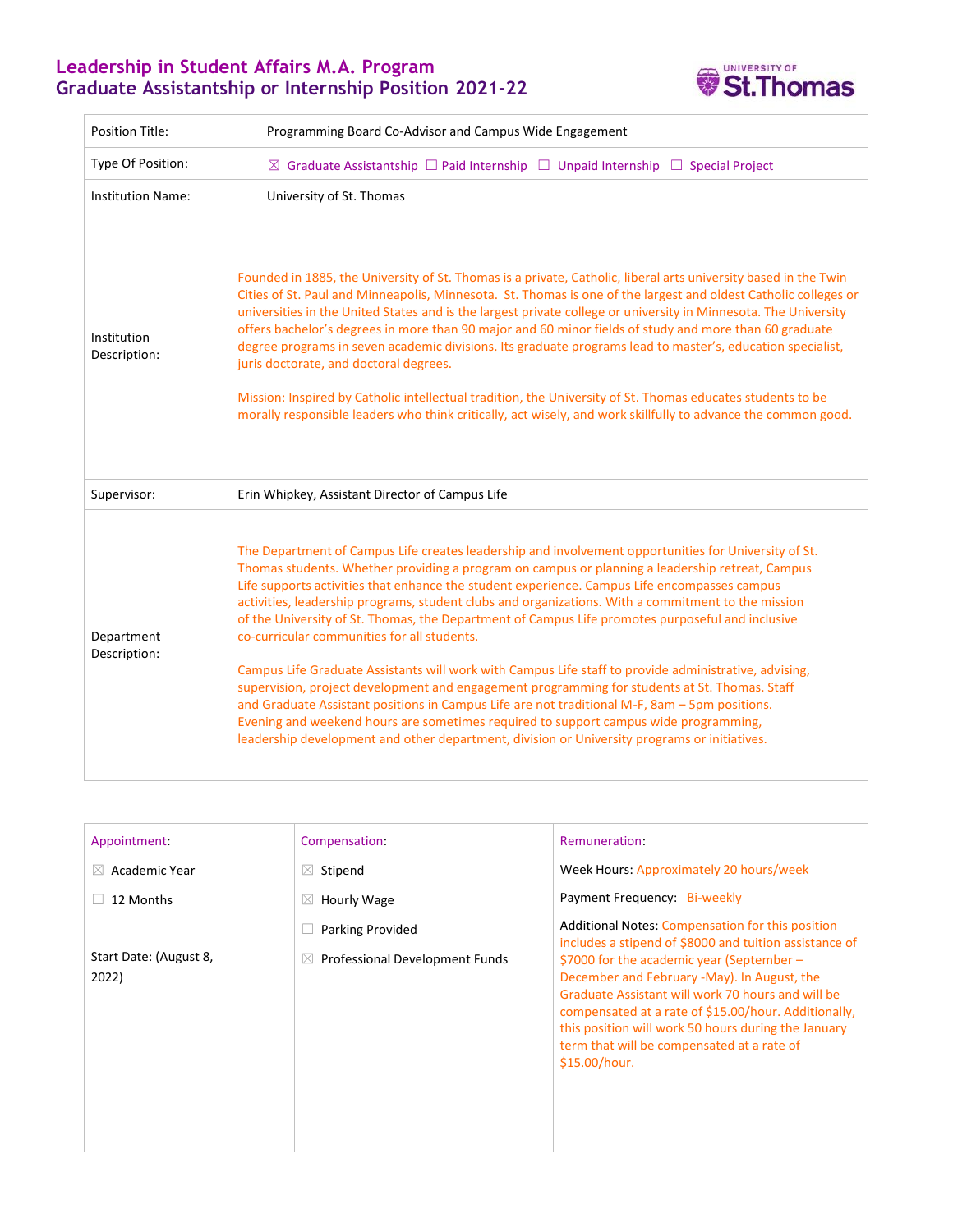# Leadership in Student Affairs M.A. Program
## Graduate Assistantship or Internship Position 2021-22

| | |
|---|---|
| Position Title: | Programming Board Co-Advisor and Campus Wide Engagement |
| Type Of Position: | ☒ Graduate Assistantship ☐ Paid Internship ☐ Unpaid Internship ☐ Special Project |
| Institution Name: | University of St. Thomas |
| Institution Description: | Founded in 1885, the University of St. Thomas is a private, Catholic, liberal arts university based in the Twin Cities of St. Paul and Minneapolis, Minnesota. St. Thomas is one of the largest and oldest Catholic colleges or universities in the United States and is the largest private college or university in Minnesota. The University offers bachelor's degrees in more than 90 major and 60 minor fields of study and more than 60 graduate degree programs in seven academic divisions. Its graduate programs lead to master's, education specialist, juris doctorate, and doctoral degrees.<br><br>Mission: Inspired by Catholic intellectual tradition, the University of St. Thomas educates students to be morally responsible leaders who think critically, act wisely, and work skillfully to advance the common good. |
| Supervisor: | Erin Whipkey, Assistant Director of Campus Life |
| Department Description: | The Department of Campus Life creates leadership and involvement opportunities for University of St. Thomas students. Whether providing a program on campus or planning a leadership retreat, Campus Life supports activities that enhance the student experience. Campus Life encompasses campus activities, leadership programs, student clubs and organizations. With a commitment to the mission of the University of St. Thomas, the Department of Campus Life promotes purposeful and inclusive co-curricular communities for all students.<br><br>Campus Life Graduate Assistants will work with Campus Life staff to provide administrative, advising, supervision, project development and engagement programming for students at St. Thomas. Staff and Graduate Assistant positions in Campus Life are not traditional M-F, 8am – 5pm positions. Evening and weekend hours are sometimes required to support campus wide programming, leadership development and other department, division or University programs or initiatives. |

| Appointment: | Compensation: | Remuneration: |
|---|---|---|
| ☒ Academic Year<br><br>☐ 12 Months<br><br>Start Date: (August 8, 2022) | ☒ Stipend<br><br>☒ Hourly Wage<br><br>☐ Parking Provided<br><br>☒ Professional Development Funds | Week Hours: Approximately 20 hours/week<br><br>Payment Frequency: Bi-weekly<br><br>Additional Notes: Compensation for this position includes a stipend of $8000 and tuition assistance of $7000 for the academic year (September – December and February -May). In August, the Graduate Assistant will work 70 hours and will be compensated at a rate of $15.00/hour. Additionally, this position will work 50 hours during the January term that will be compensated at a rate of $15.00/hour. |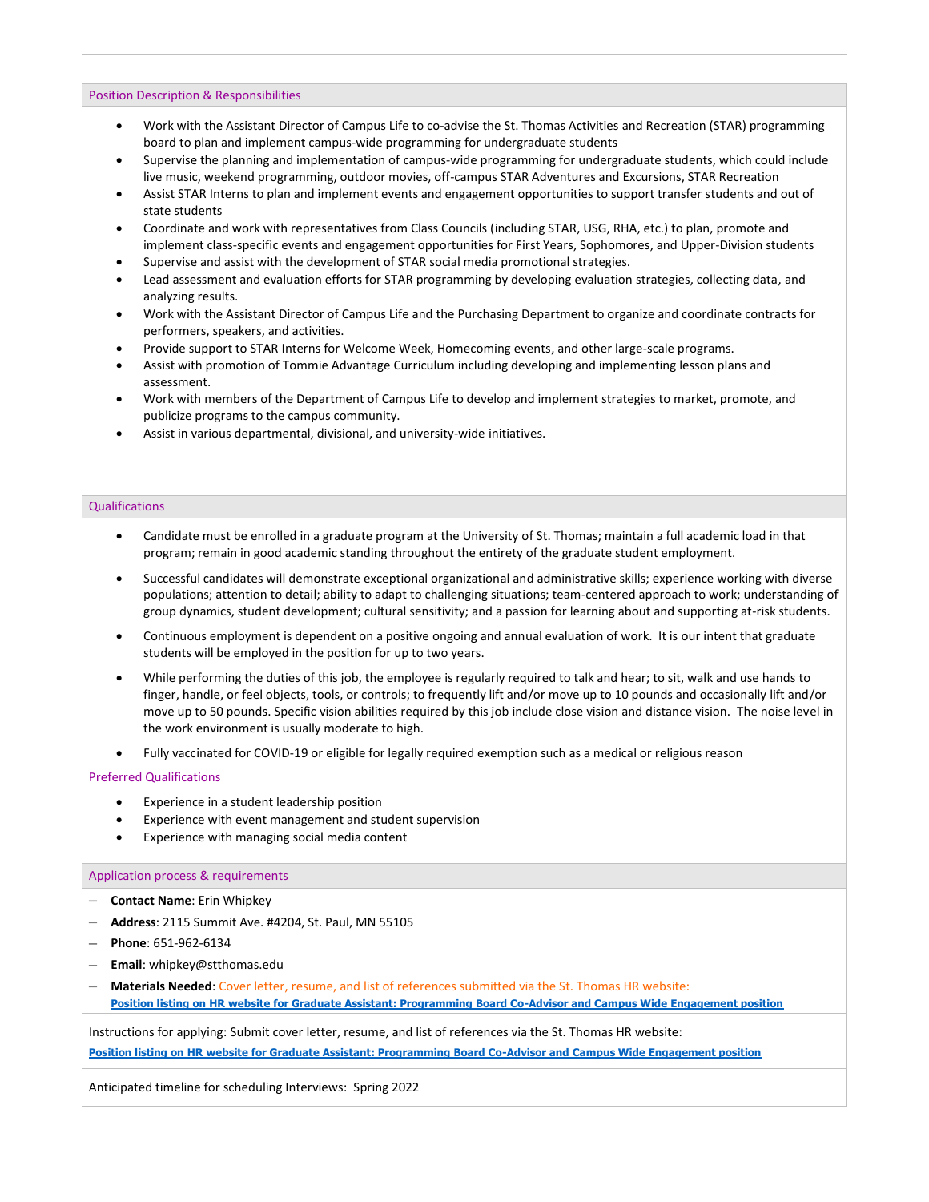## Position Description & Responsibilities

- Work with the Assistant Director of Campus Life to co-advise the St. Thomas Activities and Recreation (STAR) programming board to plan and implement campus-wide programming for undergraduate students
- Supervise the planning and implementation of campus-wide programming for undergraduate students, which could include live music, weekend programming, outdoor movies, off-campus STAR Adventures and Excursions, STAR Recreation
- Assist STAR Interns to plan and implement events and engagement opportunities to support transfer students and out of state students
- Coordinate and work with representatives from Class Councils (including STAR, USG, RHA, etc.) to plan, promote and implement class-specific events and engagement opportunities for First Years, Sophomores, and Upper-Division students
- Supervise and assist with the development of STAR social media promotional strategies.
- Lead assessment and evaluation efforts for STAR programming by developing evaluation strategies, collecting data, and analyzing results.
- Work with the Assistant Director of Campus Life and the Purchasing Department to organize and coordinate contracts for performers, speakers, and activities.
- Provide support to STAR Interns for Welcome Week, Homecoming events, and other large-scale programs.
- Assist with promotion of Tommie Advantage Curriculum including developing and implementing lesson plans and assessment.
- Work with members of the Department of Campus Life to develop and implement strategies to market, promote, and publicize programs to the campus community.
- Assist in various departmental, divisional, and university-wide initiatives.

## Qualifications

- Candidate must be enrolled in a graduate program at the University of St. Thomas; maintain a full academic load in that program; remain in good academic standing throughout the entirety of the graduate student employment.
- Successful candidates will demonstrate exceptional organizational and administrative skills; experience working with diverse populations; attention to detail; ability to adapt to challenging situations; team-centered approach to work; understanding of group dynamics, student development; cultural sensitivity; and a passion for learning about and supporting at-risk students.
- Continuous employment is dependent on a positive ongoing and annual evaluation of work. It is our intent that graduate students will be employed in the position for up to two years.
- While performing the duties of this job, the employee is regularly required to talk and hear; to sit, walk and use hands to finger, handle, or feel objects, tools, or controls; to frequently lift and/or move up to 10 pounds and occasionally lift and/or move up to 50 pounds. Specific vision abilities required by this job include close vision and distance vision. The noise level in the work environment is usually moderate to high.
- Fully vaccinated for COVID-19 or eligible for legally required exemption such as a medical or religious reason

### Preferred Qualifications

- Experience in a student leadership position
- Experience with event management and student supervision
- Experience with managing social media content

## Application process & requirements

- **Contact Name**: Erin Whipkey
- **Address**: 2115 Summit Ave. #4204, St. Paul, MN 55105
- **Phone**: 651-962-6134
- **Email**: whipkey@stthomas.edu
- **Materials Needed**: Cover letter, resume, and list of references submitted via the St. Thomas HR website: **Position listing on HR website for Graduate Assistant: Programming Board Co-Advisor and Campus Wide Engagement position**

Instructions for applying: Submit cover letter, resume, and list of references via the St. Thomas HR website:

**Position listing on HR website for Graduate Assistant: Programming Board Co-Advisor and Campus Wide Engagement position**

Anticipated timeline for scheduling Interviews: Spring 2022